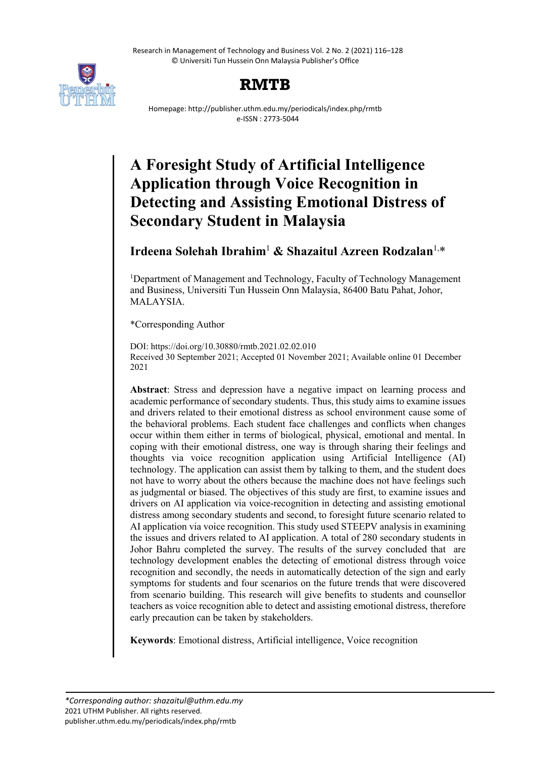# A Foresight Study of Artificial Intelligence Application through Voice Recognition in Detecting and Assisting Emotional Distress of Secondary Student in Malaysia

**Irdeena Solehah Ibrahim**[1] **& Shazaitul Azreen Rodzalan**[1,*]

[1]Department of Management and Technology, Faculty of Technology Management and Business, Universiti Tun Hussein Onn Malaysia, 86400 Batu Pahat, Johor, MALAYSIA.

*Corresponding Author

DOI: https://doi.org/10.30880/rmtb.2021.02.02.010
Received 30 September 2021; Accepted 01 November 2021; Available online 01 December 2021

**Abstract**: Stress and depression have a negative impact on learning process and academic performance of secondary students. Thus, this study aims to examine issues and drivers related to their emotional distress as school environment cause some of the behavioral problems. Each student face challenges and conflicts when changes occur within them either in terms of biological, physical, emotional and mental. In coping with their emotional distress, one way is through sharing their feelings and thoughts via voice recognition application using Artificial Intelligence (AI) technology. The application can assist them by talking to them, and the student does not have to worry about the others because the machine does not have feelings such as judgmental or biased. The objectives of this study are first, to examine issues and drivers on AI application via voice-recognition in detecting and assisting emotional distress among secondary students and second, to foresight future scenario related to AI application via voice recognition. This study used STEEPV analysis in examining the issues and drivers related to AI application. A total of 280 secondary students in Johor Bahru completed the survey. The results of the survey concluded that are technology development enables the detecting of emotional distress through voice recognition and secondly, the needs in automatically detection of the sign and early symptoms for students and four scenarios on the future trends that were discovered from scenario building. This research will give benefits to students and counsellor teachers as voice recognition able to detect and assisting emotional distress, therefore early precaution can be taken by stakeholders.

**Keywords**: Emotional distress, Artificial intelligence, Voice recognition

*\*Corresponding author: shazaitul@uthm.edu.my*
2021 UTHM Publisher. All rights reserved.
publisher.uthm.edu.my/periodicals/index.php/rmtb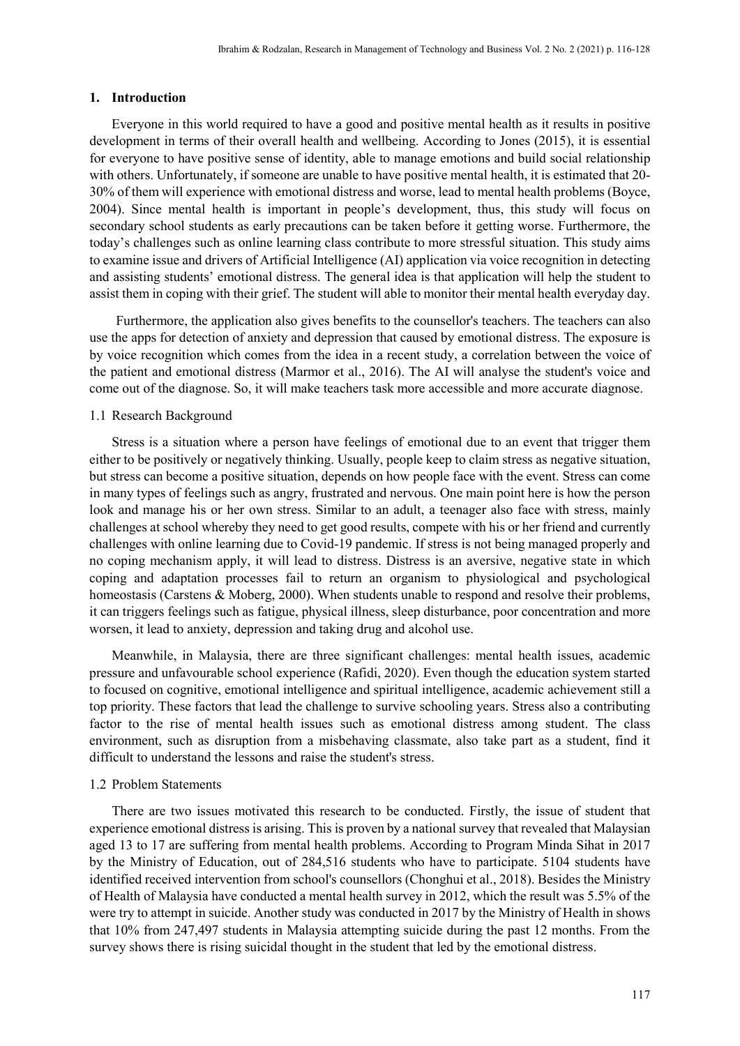## 1. Introduction

Everyone in this world required to have a good and positive mental health as it results in positive development in terms of their overall health and wellbeing. According to Jones (2015), it is essential for everyone to have positive sense of identity, able to manage emotions and build social relationship with others. Unfortunately, if someone are unable to have positive mental health, it is estimated that 20-30% of them will experience with emotional distress and worse, lead to mental health problems (Boyce, 2004). Since mental health is important in people's development, thus, this study will focus on secondary school students as early precautions can be taken before it getting worse. Furthermore, the today's challenges such as online learning class contribute to more stressful situation. This study aims to examine issue and drivers of Artificial Intelligence (AI) application via voice recognition in detecting and assisting students' emotional distress. The general idea is that application will help the student to assist them in coping with their grief. The student will able to monitor their mental health everyday day.

Furthermore, the application also gives benefits to the counsellor's teachers. The teachers can also use the apps for detection of anxiety and depression that caused by emotional distress. The exposure is by voice recognition which comes from the idea in a recent study, a correlation between the voice of the patient and emotional distress (Marmor et al., 2016). The AI will analyse the student's voice and come out of the diagnose. So, it will make teachers task more accessible and more accurate diagnose.

### 1.1 Research Background

Stress is a situation where a person have feelings of emotional due to an event that trigger them either to be positively or negatively thinking. Usually, people keep to claim stress as negative situation, but stress can become a positive situation, depends on how people face with the event. Stress can come in many types of feelings such as angry, frustrated and nervous. One main point here is how the person look and manage his or her own stress. Similar to an adult, a teenager also face with stress, mainly challenges at school whereby they need to get good results, compete with his or her friend and currently challenges with online learning due to Covid-19 pandemic. If stress is not being managed properly and no coping mechanism apply, it will lead to distress. Distress is an aversive, negative state in which coping and adaptation processes fail to return an organism to physiological and psychological homeostasis (Carstens & Moberg, 2000). When students unable to respond and resolve their problems, it can triggers feelings such as fatigue, physical illness, sleep disturbance, poor concentration and more worsen, it lead to anxiety, depression and taking drug and alcohol use.

Meanwhile, in Malaysia, there are three significant challenges: mental health issues, academic pressure and unfavourable school experience (Rafidi, 2020). Even though the education system started to focused on cognitive, emotional intelligence and spiritual intelligence, academic achievement still a top priority. These factors that lead the challenge to survive schooling years. Stress also a contributing factor to the rise of mental health issues such as emotional distress among student. The class environment, such as disruption from a misbehaving classmate, also take part as a student, find it difficult to understand the lessons and raise the student's stress.

### 1.2 Problem Statements

There are two issues motivated this research to be conducted. Firstly, the issue of student that experience emotional distress is arising. This is proven by a national survey that revealed that Malaysian aged 13 to 17 are suffering from mental health problems. According to Program Minda Sihat in 2017 by the Ministry of Education, out of 284,516 students who have to participate. 5104 students have identified received intervention from school's counsellors (Chonghui et al., 2018). Besides the Ministry of Health of Malaysia have conducted a mental health survey in 2012, which the result was 5.5% of the were try to attempt in suicide. Another study was conducted in 2017 by the Ministry of Health in shows that 10% from 247,497 students in Malaysia attempting suicide during the past 12 months. From the survey shows there is rising suicidal thought in the student that led by the emotional distress.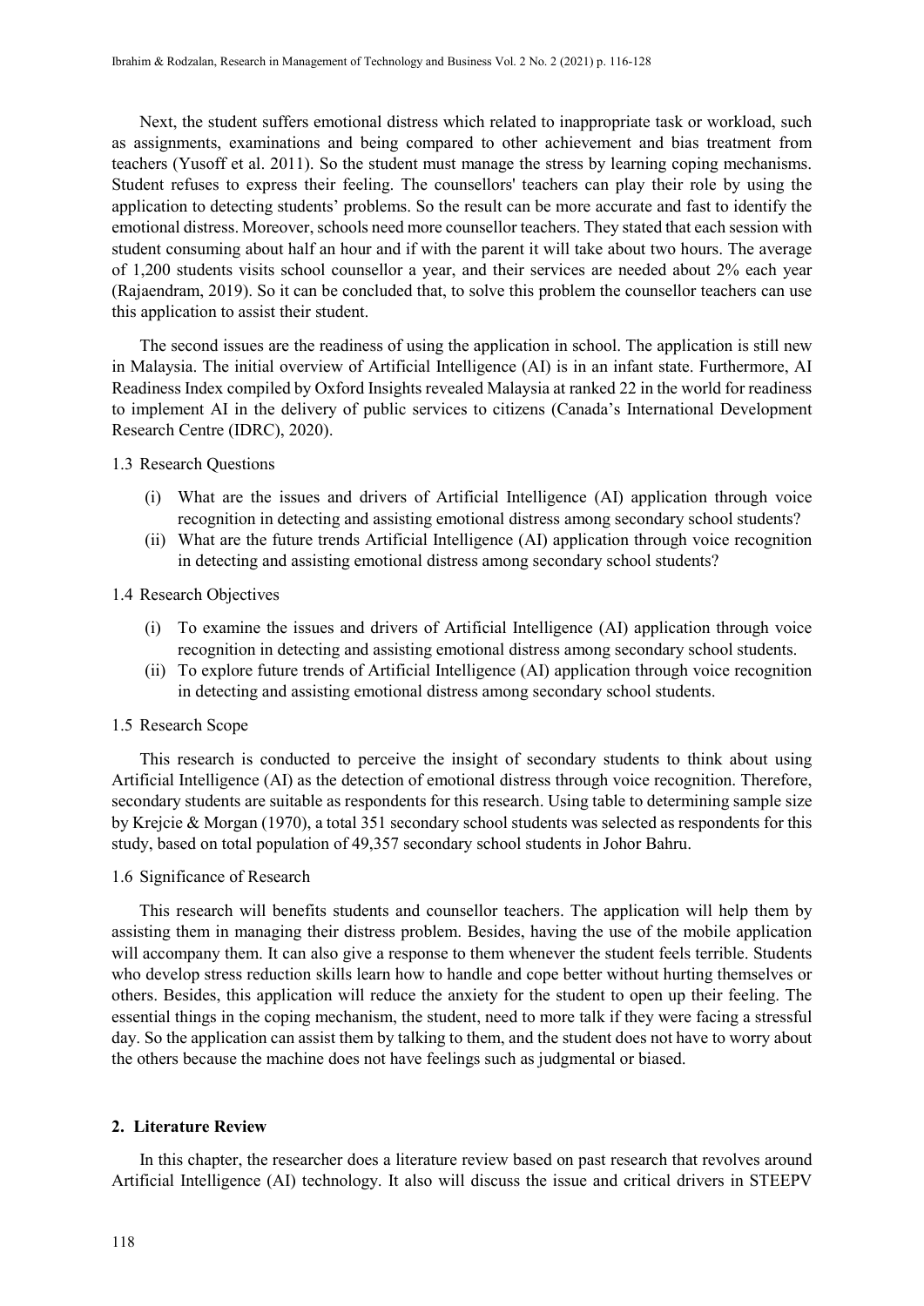Next, the student suffers emotional distress which related to inappropriate task or workload, such as assignments, examinations and being compared to other achievement and bias treatment from teachers (Yusoff et al. 2011). So the student must manage the stress by learning coping mechanisms. Student refuses to express their feeling. The counsellors' teachers can play their role by using the application to detecting students' problems. So the result can be more accurate and fast to identify the emotional distress. Moreover, schools need more counsellor teachers. They stated that each session with student consuming about half an hour and if with the parent it will take about two hours. The average of 1,200 students visits school counsellor a year, and their services are needed about 2% each year (Rajaendram, 2019). So it can be concluded that, to solve this problem the counsellor teachers can use this application to assist their student.

The second issues are the readiness of using the application in school. The application is still new in Malaysia. The initial overview of Artificial Intelligence (AI) is in an infant state. Furthermore, AI Readiness Index compiled by Oxford Insights revealed Malaysia at ranked 22 in the world for readiness to implement AI in the delivery of public services to citizens (Canada's International Development Research Centre (IDRC), 2020).

### 1.3 Research Questions

(i) What are the issues and drivers of Artificial Intelligence (AI) application through voice recognition in detecting and assisting emotional distress among secondary school students?
(ii) What are the future trends Artificial Intelligence (AI) application through voice recognition in detecting and assisting emotional distress among secondary school students?

### 1.4 Research Objectives

(i) To examine the issues and drivers of Artificial Intelligence (AI) application through voice recognition in detecting and assisting emotional distress among secondary school students.
(ii) To explore future trends of Artificial Intelligence (AI) application through voice recognition in detecting and assisting emotional distress among secondary school students.

### 1.5 Research Scope

This research is conducted to perceive the insight of secondary students to think about using Artificial Intelligence (AI) as the detection of emotional distress through voice recognition. Therefore, secondary students are suitable as respondents for this research. Using table to determining sample size by Krejcie & Morgan (1970), a total 351 secondary school students was selected as respondents for this study, based on total population of 49,357 secondary school students in Johor Bahru.

### 1.6 Significance of Research

This research will benefits students and counsellor teachers. The application will help them by assisting them in managing their distress problem. Besides, having the use of the mobile application will accompany them. It can also give a response to them whenever the student feels terrible. Students who develop stress reduction skills learn how to handle and cope better without hurting themselves or others. Besides, this application will reduce the anxiety for the student to open up their feeling. The essential things in the coping mechanism, the student, need to more talk if they were facing a stressful day. So the application can assist them by talking to them, and the student does not have to worry about the others because the machine does not have feelings such as judgmental or biased.

## 2. Literature Review

In this chapter, the researcher does a literature review based on past research that revolves around Artificial Intelligence (AI) technology. It also will discuss the issue and critical drivers in STEEPV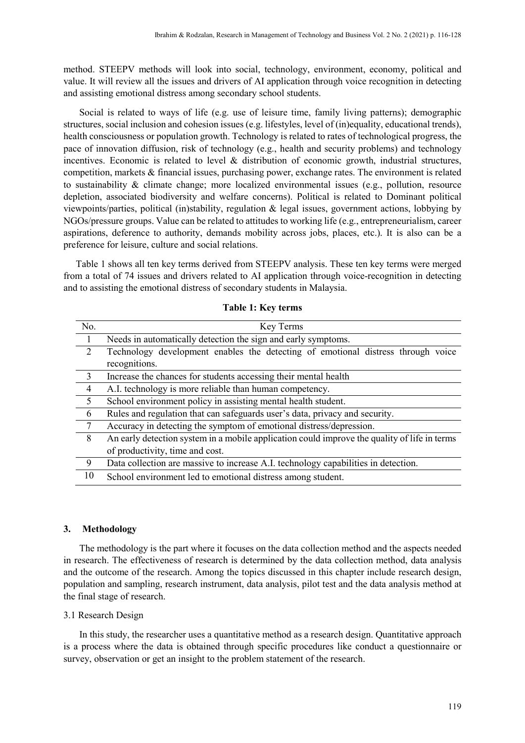method. STEEPV methods will look into social, technology, environment, economy, political and value. It will review all the issues and drivers of AI application through voice recognition in detecting and assisting emotional distress among secondary school students.

Social is related to ways of life (e.g. use of leisure time, family living patterns); demographic structures, social inclusion and cohesion issues (e.g. lifestyles, level of (in)equality, educational trends), health consciousness or population growth. Technology is related to rates of technological progress, the pace of innovation diffusion, risk of technology (e.g., health and security problems) and technology incentives. Economic is related to level & distribution of economic growth, industrial structures, competition, markets & financial issues, purchasing power, exchange rates. The environment is related to sustainability & climate change; more localized environmental issues (e.g., pollution, resource depletion, associated biodiversity and welfare concerns). Political is related to Dominant political viewpoints/parties, political (in)stability, regulation & legal issues, government actions, lobbying by NGOs/pressure groups. Value can be related to attitudes to working life (e.g., entrepreneurialism, career aspirations, deference to authority, demands mobility across jobs, places, etc.). It is also can be a preference for leisure, culture and social relations.

Table 1 shows all ten key terms derived from STEEPV analysis. These ten key terms were merged from a total of 74 issues and drivers related to AI application through voice-recognition in detecting and to assisting the emotional distress of secondary students in Malaysia.

**Table 1: Key terms**

| No. | Key Terms |
|---|---|
| 1 | Needs in automatically detection the sign and early symptoms. |
| 2 | Technology development enables the detecting of emotional distress through voice recognitions. |
| 3 | Increase the chances for students accessing their mental health |
| 4 | A.I. technology is more reliable than human competency. |
| 5 | School environment policy in assisting mental health student. |
| 6 | Rules and regulation that can safeguards user's data, privacy and security. |
| 7 | Accuracy in detecting the symptom of emotional distress/depression. |
| 8 | An early detection system in a mobile application could improve the quality of life in terms of productivity, time and cost. |
| 9 | Data collection are massive to increase A.I. technology capabilities in detection. |
| 10 | School environment led to emotional distress among student. |

## 3. Methodology

The methodology is the part where it focuses on the data collection method and the aspects needed in research. The effectiveness of research is determined by the data collection method, data analysis and the outcome of the research. Among the topics discussed in this chapter include research design, population and sampling, research instrument, data analysis, pilot test and the data analysis method at the final stage of research.

### 3.1 Research Design

In this study, the researcher uses a quantitative method as a research design. Quantitative approach is a process where the data is obtained through specific procedures like conduct a questionnaire or survey, observation or get an insight to the problem statement of the research.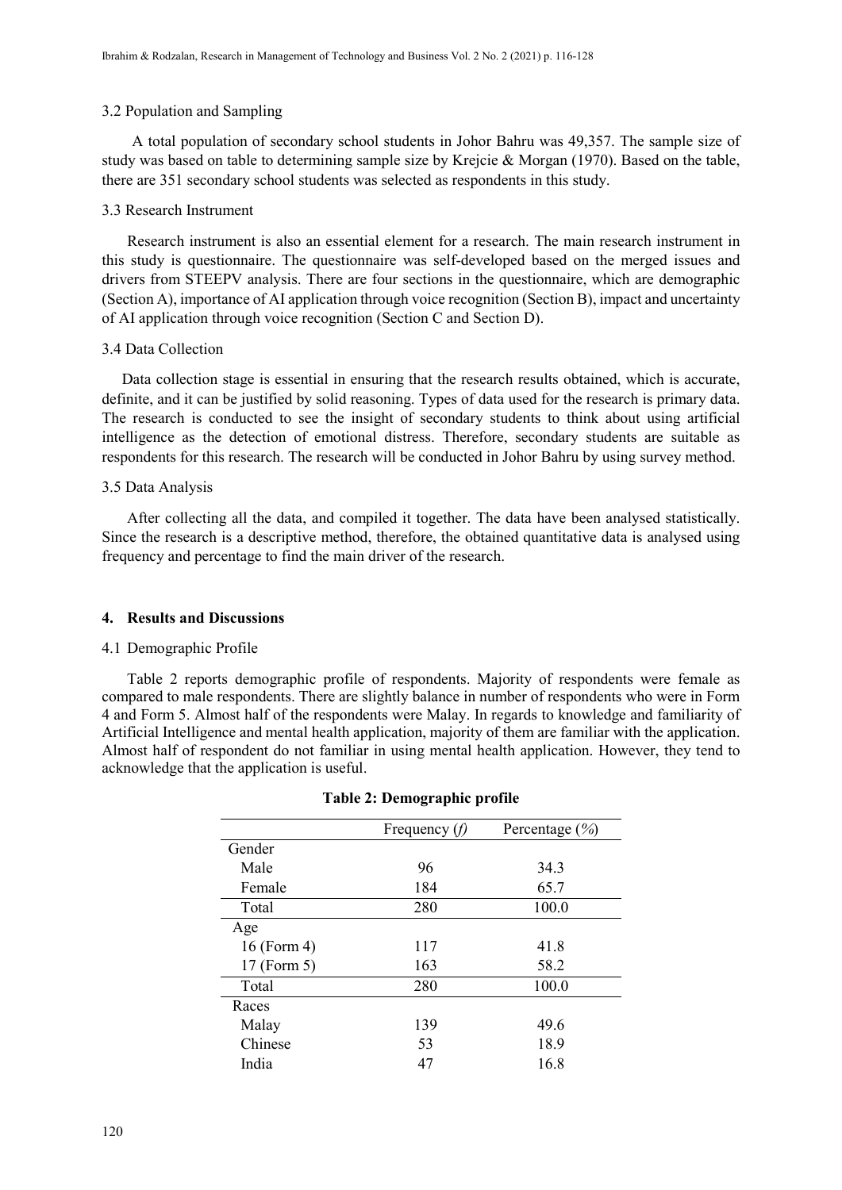### 3.2 Population and Sampling

A total population of secondary school students in Johor Bahru was 49,357. The sample size of study was based on table to determining sample size by Krejcie & Morgan (1970). Based on the table, there are 351 secondary school students was selected as respondents in this study.

### 3.3 Research Instrument

Research instrument is also an essential element for a research. The main research instrument in this study is questionnaire. The questionnaire was self-developed based on the merged issues and drivers from STEEPV analysis. There are four sections in the questionnaire, which are demographic (Section A), importance of AI application through voice recognition (Section B), impact and uncertainty of AI application through voice recognition (Section C and Section D).

### 3.4 Data Collection

Data collection stage is essential in ensuring that the research results obtained, which is accurate, definite, and it can be justified by solid reasoning. Types of data used for the research is primary data. The research is conducted to see the insight of secondary students to think about using artificial intelligence as the detection of emotional distress. Therefore, secondary students are suitable as respondents for this research. The research will be conducted in Johor Bahru by using survey method.

### 3.5 Data Analysis

After collecting all the data, and compiled it together. The data have been analysed statistically. Since the research is a descriptive method, therefore, the obtained quantitative data is analysed using frequency and percentage to find the main driver of the research.

## 4. Results and Discussions

### 4.1 Demographic Profile

Table 2 reports demographic profile of respondents. Majority of respondents were female as compared to male respondents. There are slightly balance in number of respondents who were in Form 4 and Form 5. Almost half of the respondents were Malay. In regards to knowledge and familiarity of Artificial Intelligence and mental health application, majority of them are familiar with the application. Almost half of respondent do not familiar in using mental health application. However, they tend to acknowledge that the application is useful.

**Table 2: Demographic profile**

| | Frequency (*f*) | Percentage (*%*) |
|---|---|---|
| Gender | | |
| Male | 96 | 34.3 |
| Female | 184 | 65.7 |
| Total | 280 | 100.0 |
| Age | | |
| 16 (Form 4) | 117 | 41.8 |
| 17 (Form 5) | 163 | 58.2 |
| Total | 280 | 100.0 |
| Races | | |
| Malay | 139 | 49.6 |
| Chinese | 53 | 18.9 |
| India | 47 | 16.8 |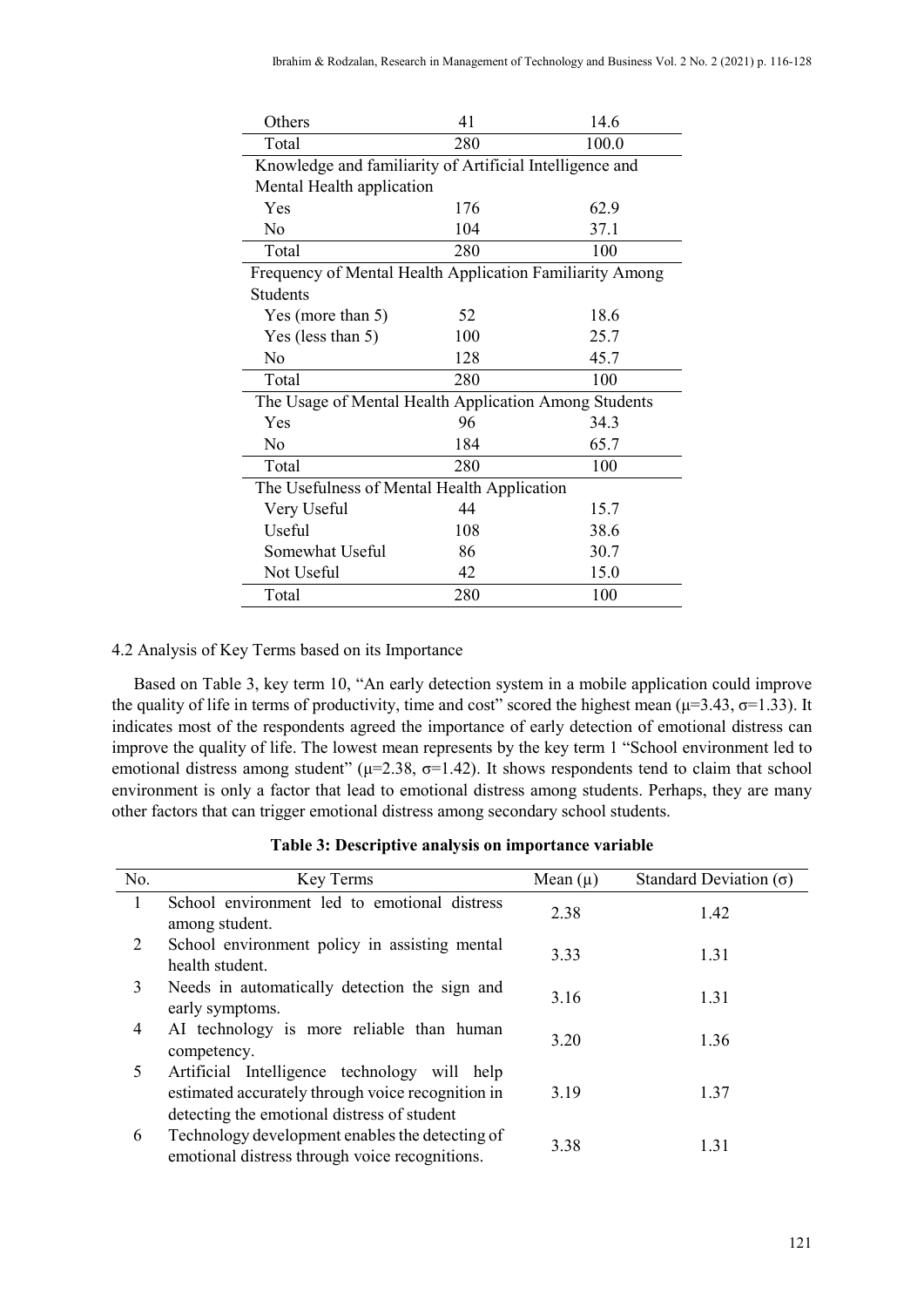| | | |
|---|---|---|
| Others | 41 | 14.6 |
| Total | 280 | 100.0 |
| Knowledge and familiarity of Artificial Intelligence and Mental Health application | | |
| Yes | 176 | 62.9 |
| No | 104 | 37.1 |
| Total | 280 | 100 |
| Frequency of Mental Health Application Familiarity Among Students | | |
| Yes (more than 5) | 52 | 18.6 |
| Yes (less than 5) | 100 | 25.7 |
| No | 128 | 45.7 |
| Total | 280 | 100 |
| The Usage of Mental Health Application Among Students | | |
| Yes | 96 | 34.3 |
| No | 184 | 65.7 |
| Total | 280 | 100 |
| The Usefulness of Mental Health Application | | |
| Very Useful | 44 | 15.7 |
| Useful | 108 | 38.6 |
| Somewhat Useful | 86 | 30.7 |
| Not Useful | 42 | 15.0 |
| Total | 280 | 100 |

4.2 Analysis of Key Terms based on its Importance

Based on Table 3, key term 10, "An early detection system in a mobile application could improve the quality of life in terms of productivity, time and cost" scored the highest mean ($\mu$=3.43, $\sigma$=1.33). It indicates most of the respondents agreed the importance of early detection of emotional distress can improve the quality of life. The lowest mean represents by the key term 1 "School environment led to emotional distress among student" ($\mu$=2.38, $\sigma$=1.42). It shows respondents tend to claim that school environment is only a factor that lead to emotional distress among students. Perhaps, they are many other factors that can trigger emotional distress among secondary school students.

**Table 3: Descriptive analysis on importance variable**

| No. | Key Terms | Mean ($\mu$) | Standard Deviation ($\sigma$) |
|---|---|---|---|
| 1 | School environment led to emotional distress among student. | 2.38 | 1.42 |
| 2 | School environment policy in assisting mental health student. | 3.33 | 1.31 |
| 3 | Needs in automatically detection the sign and early symptoms. | 3.16 | 1.31 |
| 4 | AI technology is more reliable than human competency. | 3.20 | 1.36 |
| 5 | Artificial Intelligence technology will help estimated accurately through voice recognition in detecting the emotional distress of student | 3.19 | 1.37 |
| 6 | Technology development enables the detecting of emotional distress through voice recognitions. | 3.38 | 1.31 |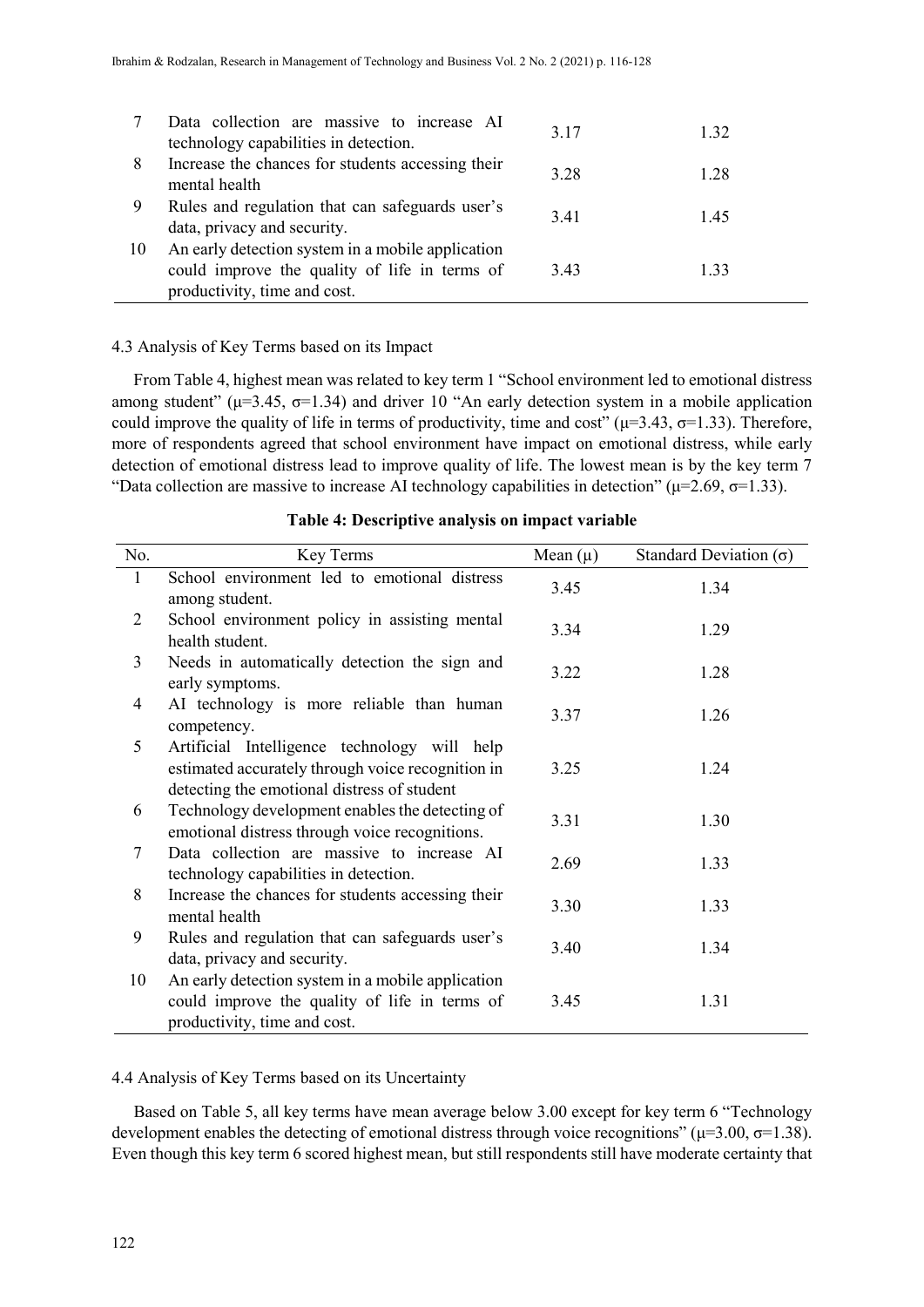| No. | Key Terms | Mean (μ) | Standard Deviation (σ) |
|---|---|---|---|
| 7 | Data collection are massive to increase AI technology capabilities in detection. | 3.17 | 1.32 |
| 8 | Increase the chances for students accessing their mental health | 3.28 | 1.28 |
| 9 | Rules and regulation that can safeguards user's data, privacy and security. | 3.41 | 1.45 |
| 10 | An early detection system in a mobile application could improve the quality of life in terms of productivity, time and cost. | 3.43 | 1.33 |

### 4.3 Analysis of Key Terms based on its Impact

From Table 4, highest mean was related to key term 1 "School environment led to emotional distress among student" ($\mu$=3.45, $\sigma$=1.34) and driver 10 "An early detection system in a mobile application could improve the quality of life in terms of productivity, time and cost" ($\mu$=3.43, $\sigma$=1.33). Therefore, more of respondents agreed that school environment have impact on emotional distress, while early detection of emotional distress lead to improve quality of life. The lowest mean is by the key term 7 "Data collection are massive to increase AI technology capabilities in detection" ($\mu$=2.69, $\sigma$=1.33).

**Table 4: Descriptive analysis on impact variable**

| No. | Key Terms | Mean (μ) | Standard Deviation (σ) |
|---|---|---|---|
| 1 | School environment led to emotional distress among student. | 3.45 | 1.34 |
| 2 | School environment policy in assisting mental health student. | 3.34 | 1.29 |
| 3 | Needs in automatically detection the sign and early symptoms. | 3.22 | 1.28 |
| 4 | AI technology is more reliable than human competency. | 3.37 | 1.26 |
| 5 | Artificial Intelligence technology will help estimated accurately through voice recognition in detecting the emotional distress of student | 3.25 | 1.24 |
| 6 | Technology development enables the detecting of emotional distress through voice recognitions. | 3.31 | 1.30 |
| 7 | Data collection are massive to increase AI technology capabilities in detection. | 2.69 | 1.33 |
| 8 | Increase the chances for students accessing their mental health | 3.30 | 1.33 |
| 9 | Rules and regulation that can safeguards user's data, privacy and security. | 3.40 | 1.34 |
| 10 | An early detection system in a mobile application could improve the quality of life in terms of productivity, time and cost. | 3.45 | 1.31 |

### 4.4 Analysis of Key Terms based on its Uncertainty

Based on Table 5, all key terms have mean average below 3.00 except for key term 6 "Technology development enables the detecting of emotional distress through voice recognitions" ($\mu$=3.00, $\sigma$=1.38). Even though this key term 6 scored highest mean, but still respondents still have moderate certainty that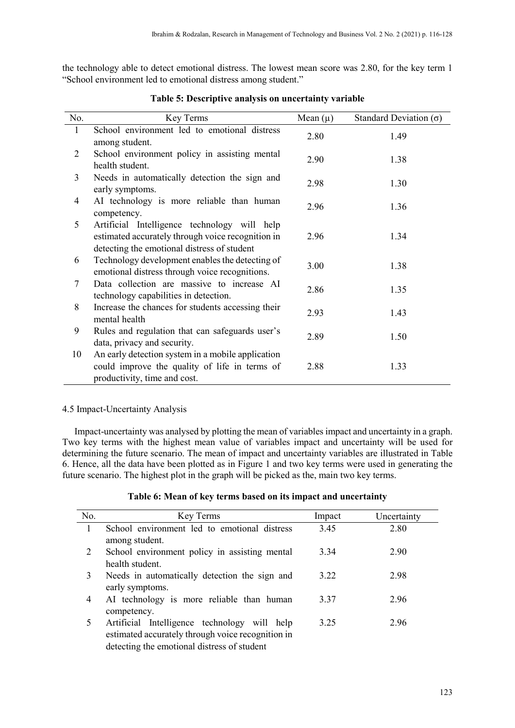the technology able to detect emotional distress. The lowest mean score was 2.80, for the key term 1 "School environment led to emotional distress among student."

**Table 5: Descriptive analysis on uncertainty variable**

| No. | Key Terms | Mean (μ) | Standard Deviation (σ) |
|---|---|---|---|
| 1 | School environment led to emotional distress among student. | 2.80 | 1.49 |
| 2 | School environment policy in assisting mental health student. | 2.90 | 1.38 |
| 3 | Needs in automatically detection the sign and early symptoms. | 2.98 | 1.30 |
| 4 | AI technology is more reliable than human competency. | 2.96 | 1.36 |
| 5 | Artificial Intelligence technology will help estimated accurately through voice recognition in detecting the emotional distress of student | 2.96 | 1.34 |
| 6 | Technology development enables the detecting of emotional distress through voice recognitions. | 3.00 | 1.38 |
| 7 | Data collection are massive to increase AI technology capabilities in detection. | 2.86 | 1.35 |
| 8 | Increase the chances for students accessing their mental health | 2.93 | 1.43 |
| 9 | Rules and regulation that can safeguards user's data, privacy and security. | 2.89 | 1.50 |
| 10 | An early detection system in a mobile application could improve the quality of life in terms of productivity, time and cost. | 2.88 | 1.33 |

4.5 Impact-Uncertainty Analysis

Impact-uncertainty was analysed by plotting the mean of variables impact and uncertainty in a graph. Two key terms with the highest mean value of variables impact and uncertainty will be used for determining the future scenario. The mean of impact and uncertainty variables are illustrated in Table 6. Hence, all the data have been plotted as in Figure 1 and two key terms were used in generating the future scenario. The highest plot in the graph will be picked as the, main two key terms.

**Table 6: Mean of key terms based on its impact and uncertainty**

| No. | Key Terms | Impact | Uncertainty |
|---|---|---|---|
| 1 | School environment led to emotional distress among student. | 3.45 | 2.80 |
| 2 | School environment policy in assisting mental health student. | 3.34 | 2.90 |
| 3 | Needs in automatically detection the sign and early symptoms. | 3.22 | 2.98 |
| 4 | AI technology is more reliable than human competency. | 3.37 | 2.96 |
| 5 | Artificial Intelligence technology will help estimated accurately through voice recognition in detecting the emotional distress of student | 3.25 | 2.96 |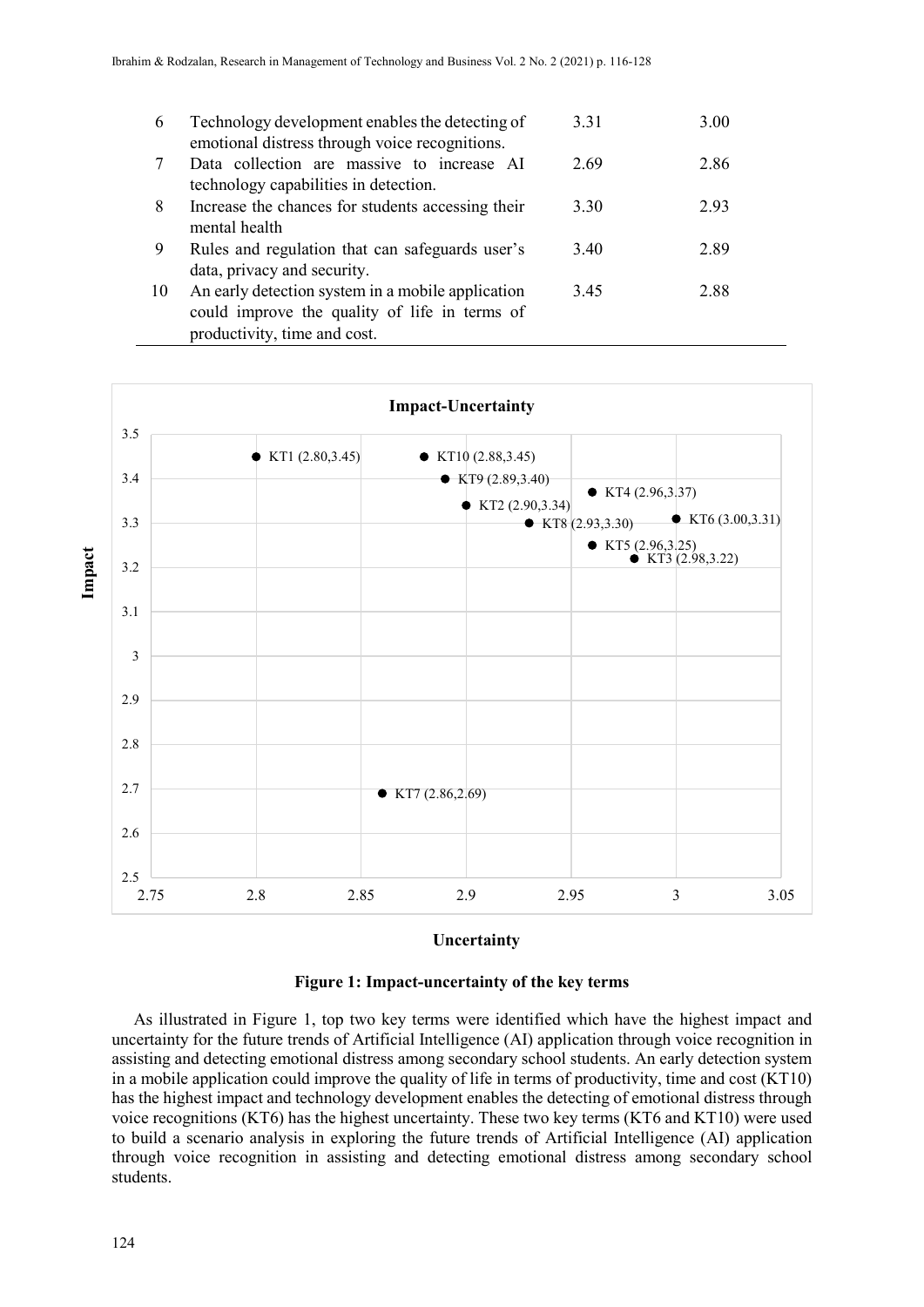| | | | |
|---|---|---|---|
| 6 | Technology development enables the detecting of emotional distress through voice recognitions. | 3.31 | 3.00 |
| 7 | Data collection are massive to increase AI technology capabilities in detection. | 2.69 | 2.86 |
| 8 | Increase the chances for students accessing their mental health | 3.30 | 2.93 |
| 9 | Rules and regulation that can safeguards user's data, privacy and security. | 3.40 | 2.89 |
| 10 | An early detection system in a mobile application could improve the quality of life in terms of productivity, time and cost. | 3.45 | 2.88 |

**Figure 1: Impact-uncertainty of the key terms**

As illustrated in Figure 1, top two key terms were identified which have the highest impact and uncertainty for the future trends of Artificial Intelligence (AI) application through voice recognition in assisting and detecting emotional distress among secondary school students. An early detection system in a mobile application could improve the quality of life in terms of productivity, time and cost (KT10) has the highest impact and technology development enables the detecting of emotional distress through voice recognitions (KT6) has the highest uncertainty. These two key terms (KT6 and KT10) were used to build a scenario analysis in exploring the future trends of Artificial Intelligence (AI) application through voice recognition in assisting and detecting emotional distress among secondary school students.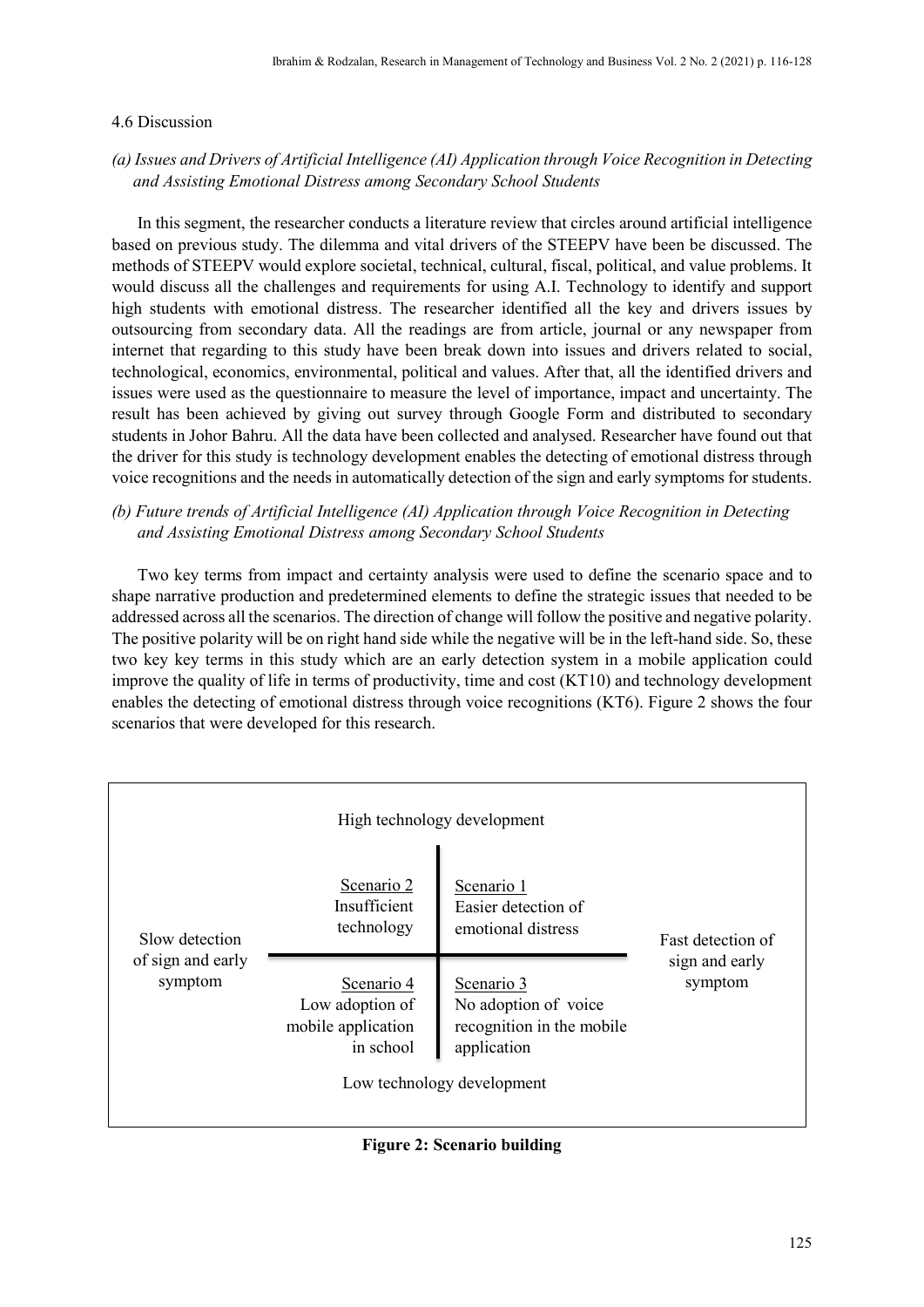### 4.6 Discussion

*(a) Issues and Drivers of Artificial Intelligence (AI) Application through Voice Recognition in Detecting and Assisting Emotional Distress among Secondary School Students*

In this segment, the researcher conducts a literature review that circles around artificial intelligence based on previous study. The dilemma and vital drivers of the STEEPV have been be discussed. The methods of STEEPV would explore societal, technical, cultural, fiscal, political, and value problems. It would discuss all the challenges and requirements for using A.I. Technology to identify and support high students with emotional distress. The researcher identified all the key and drivers issues by outsourcing from secondary data. All the readings are from article, journal or any newspaper from internet that regarding to this study have been break down into issues and drivers related to social, technological, economics, environmental, political and values. After that, all the identified drivers and issues were used as the questionnaire to measure the level of importance, impact and uncertainty. The result has been achieved by giving out survey through Google Form and distributed to secondary students in Johor Bahru. All the data have been collected and analysed. Researcher have found out that the driver for this study is technology development enables the detecting of emotional distress through voice recognitions and the needs in automatically detection of the sign and early symptoms for students.

*(b) Future trends of Artificial Intelligence (AI) Application through Voice Recognition in Detecting and Assisting Emotional Distress among Secondary School Students*

Two key terms from impact and certainty analysis were used to define the scenario space and to shape narrative production and predetermined elements to define the strategic issues that needed to be addressed across all the scenarios. The direction of change will follow the positive and negative polarity. The positive polarity will be on right hand side while the negative will be in the left-hand side. So, these two key key terms in this study which are an early detection system in a mobile application could improve the quality of life in terms of productivity, time and cost (KT10) and technology development enables the detecting of emotional distress through voice recognitions (KT6). Figure 2 shows the four scenarios that were developed for this research.

| | High technology development | | |
|---|---|---|---|
| Slow detection of sign and early symptom | Scenario 2<br>Insufficient technology | Scenario 1<br>Easier detection of emotional distress | Fast detection of sign and early symptom |
| | Scenario 4<br>Low adoption of mobile application in school | Scenario 3<br>No adoption of voice recognition in the mobile application | |
| | Low technology development | | |

**Figure 2: Scenario building**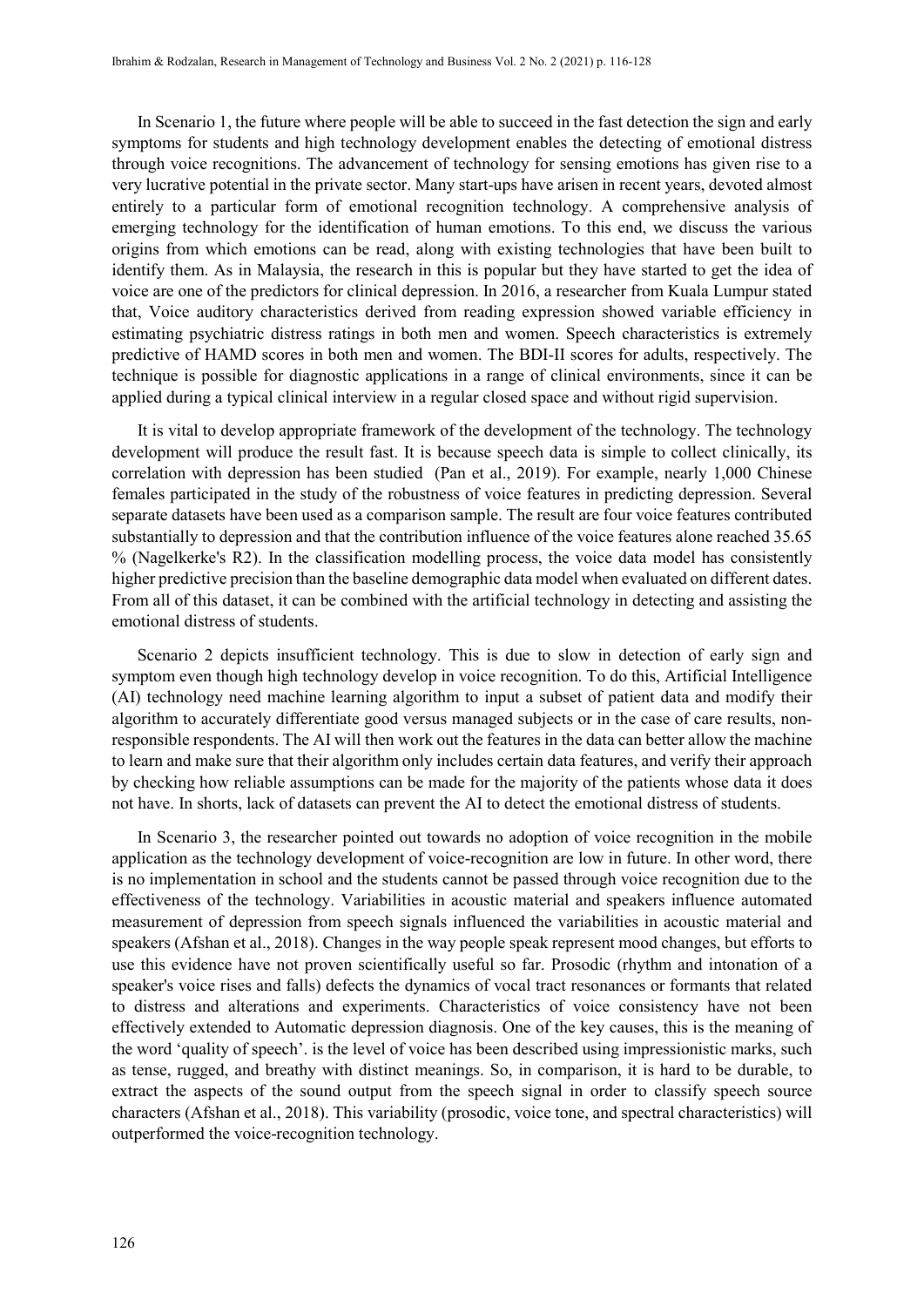In Scenario 1, the future where people will be able to succeed in the fast detection the sign and early symptoms for students and high technology development enables the detecting of emotional distress through voice recognitions. The advancement of technology for sensing emotions has given rise to a very lucrative potential in the private sector. Many start-ups have arisen in recent years, devoted almost entirely to a particular form of emotional recognition technology. A comprehensive analysis of emerging technology for the identification of human emotions. To this end, we discuss the various origins from which emotions can be read, along with existing technologies that have been built to identify them. As in Malaysia, the research in this is popular but they have started to get the idea of voice are one of the predictors for clinical depression. In 2016, a researcher from Kuala Lumpur stated that, Voice auditory characteristics derived from reading expression showed variable efficiency in estimating psychiatric distress ratings in both men and women. Speech characteristics is extremely predictive of HAMD scores in both men and women. The BDI-II scores for adults, respectively. The technique is possible for diagnostic applications in a range of clinical environments, since it can be applied during a typical clinical interview in a regular closed space and without rigid supervision.

It is vital to develop appropriate framework of the development of the technology. The technology development will produce the result fast. It is because speech data is simple to collect clinically, its correlation with depression has been studied (Pan et al., 2019). For example, nearly 1,000 Chinese females participated in the study of the robustness of voice features in predicting depression. Several separate datasets have been used as a comparison sample. The result are four voice features contributed substantially to depression and that the contribution influence of the voice features alone reached 35.65 % (Nagelkerke's $R^2$). In the classification modelling process, the voice data model has consistently higher predictive precision than the baseline demographic data model when evaluated on different dates. From all of this dataset, it can be combined with the artificial technology in detecting and assisting the emotional distress of students.

Scenario 2 depicts insufficient technology. This is due to slow in detection of early sign and symptom even though high technology develop in voice recognition. To do this, Artificial Intelligence (AI) technology need machine learning algorithm to input a subset of patient data and modify their algorithm to accurately differentiate good versus managed subjects or in the case of care results, non-responsible respondents. The AI will then work out the features in the data can better allow the machine to learn and make sure that their algorithm only includes certain data features, and verify their approach by checking how reliable assumptions can be made for the majority of the patients whose data it does not have. In shorts, lack of datasets can prevent the AI to detect the emotional distress of students.

In Scenario 3, the researcher pointed out towards no adoption of voice recognition in the mobile application as the technology development of voice-recognition are low in future. In other word, there is no implementation in school and the students cannot be passed through voice recognition due to the effectiveness of the technology. Variabilities in acoustic material and speakers influence automated measurement of depression from speech signals influenced the variabilities in acoustic material and speakers (Afshan et al., 2018). Changes in the way people speak represent mood changes, but efforts to use this evidence have not proven scientifically useful so far. Prosodic (rhythm and intonation of a speaker's voice rises and falls) defects the dynamics of vocal tract resonances or formants that related to distress and alterations and experiments. Characteristics of voice consistency have not been effectively extended to Automatic depression diagnosis. One of the key causes, this is the meaning of the word 'quality of speech'. is the level of voice has been described using impressionistic marks, such as tense, rugged, and breathy with distinct meanings. So, in comparison, it is hard to be durable, to extract the aspects of the sound output from the speech signal in order to classify speech source characters (Afshan et al., 2018). This variability (prosodic, voice tone, and spectral characteristics) will outperformed the voice-recognition technology.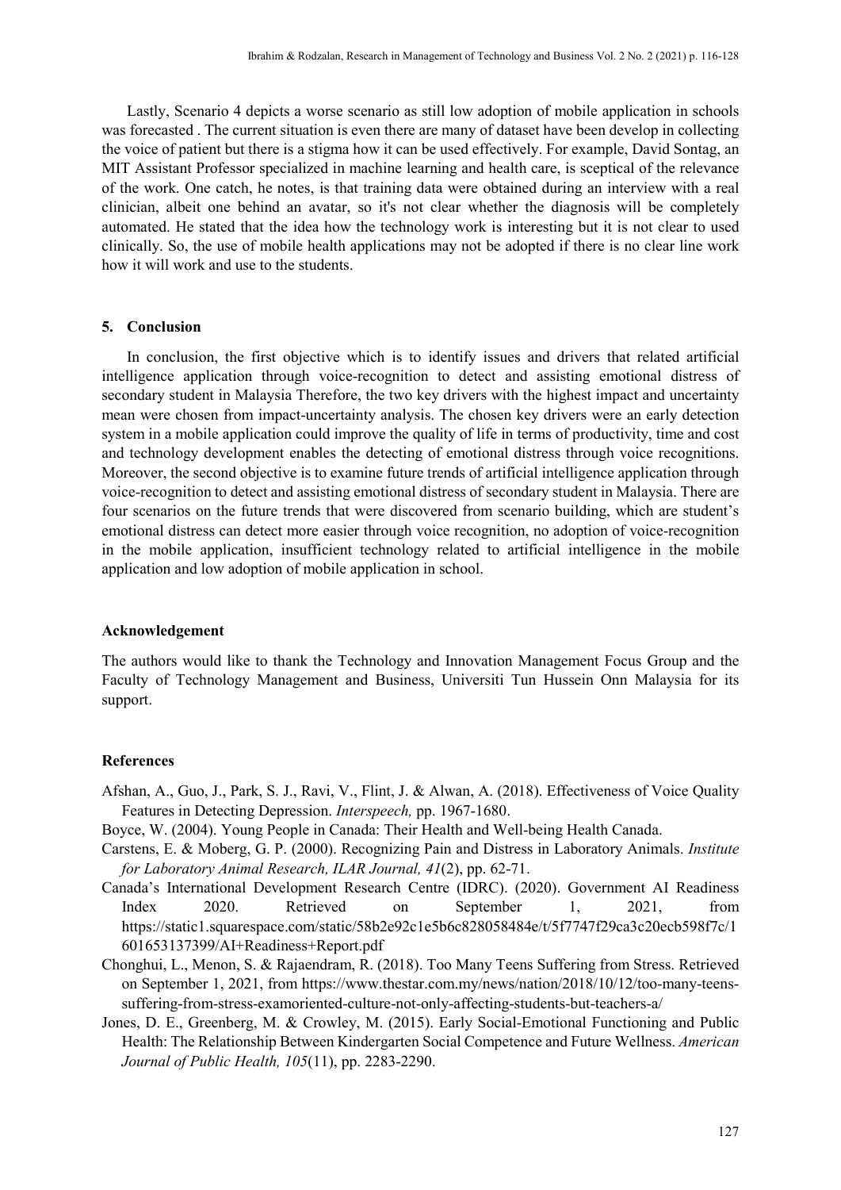Lastly, Scenario 4 depicts a worse scenario as still low adoption of mobile application in schools was forecasted . The current situation is even there are many of dataset have been develop in collecting the voice of patient but there is a stigma how it can be used effectively. For example, David Sontag, an MIT Assistant Professor specialized in machine learning and health care, is sceptical of the relevance of the work. One catch, he notes, is that training data were obtained during an interview with a real clinician, albeit one behind an avatar, so it's not clear whether the diagnosis will be completely automated. He stated that the idea how the technology work is interesting but it is not clear to used clinically. So, the use of mobile health applications may not be adopted if there is no clear line work how it will work and use to the students.

## 5. Conclusion

In conclusion, the first objective which is to identify issues and drivers that related artificial intelligence application through voice-recognition to detect and assisting emotional distress of secondary student in Malaysia Therefore, the two key drivers with the highest impact and uncertainty mean were chosen from impact-uncertainty analysis. The chosen key drivers were an early detection system in a mobile application could improve the quality of life in terms of productivity, time and cost and technology development enables the detecting of emotional distress through voice recognitions. Moreover, the second objective is to examine future trends of artificial intelligence application through voice-recognition to detect and assisting emotional distress of secondary student in Malaysia. There are four scenarios on the future trends that were discovered from scenario building, which are student's emotional distress can detect more easier through voice recognition, no adoption of voice-recognition in the mobile application, insufficient technology related to artificial intelligence in the mobile application and low adoption of mobile application in school.

## Acknowledgement

The authors would like to thank the Technology and Innovation Management Focus Group and the Faculty of Technology Management and Business, Universiti Tun Hussein Onn Malaysia for its support.

## References

Afshan, A., Guo, J., Park, S. J., Ravi, V., Flint, J. & Alwan, A. (2018). Effectiveness of Voice Quality Features in Detecting Depression. *Interspeech,* pp. 1967-1680.

Boyce, W. (2004). Young People in Canada: Their Health and Well-being Health Canada.

Carstens, E. & Moberg, G. P. (2000). Recognizing Pain and Distress in Laboratory Animals. *Institute for Laboratory Animal Research, ILAR Journal, 41*(2), pp. 62-71.

Canada's International Development Research Centre (IDRC). (2020). Government AI Readiness Index 2020. Retrieved on September 1, 2021, from https://static1.squarespace.com/static/58b2e92c1e5b6c828058484e/t/5f7747f29ca3c20ecb598f7c/1601653137399/AI+Readiness+Report.pdf

Chonghui, L., Menon, S. & Rajaendram, R. (2018). Too Many Teens Suffering from Stress. Retrieved on September 1, 2021, from https://www.thestar.com.my/news/nation/2018/10/12/too-many-teens-suffering-from-stress-examoriented-culture-not-only-affecting-students-but-teachers-a/

Jones, D. E., Greenberg, M. & Crowley, M. (2015). Early Social-Emotional Functioning and Public Health: The Relationship Between Kindergarten Social Competence and Future Wellness. *American Journal of Public Health, 105*(11), pp. 2283-2290.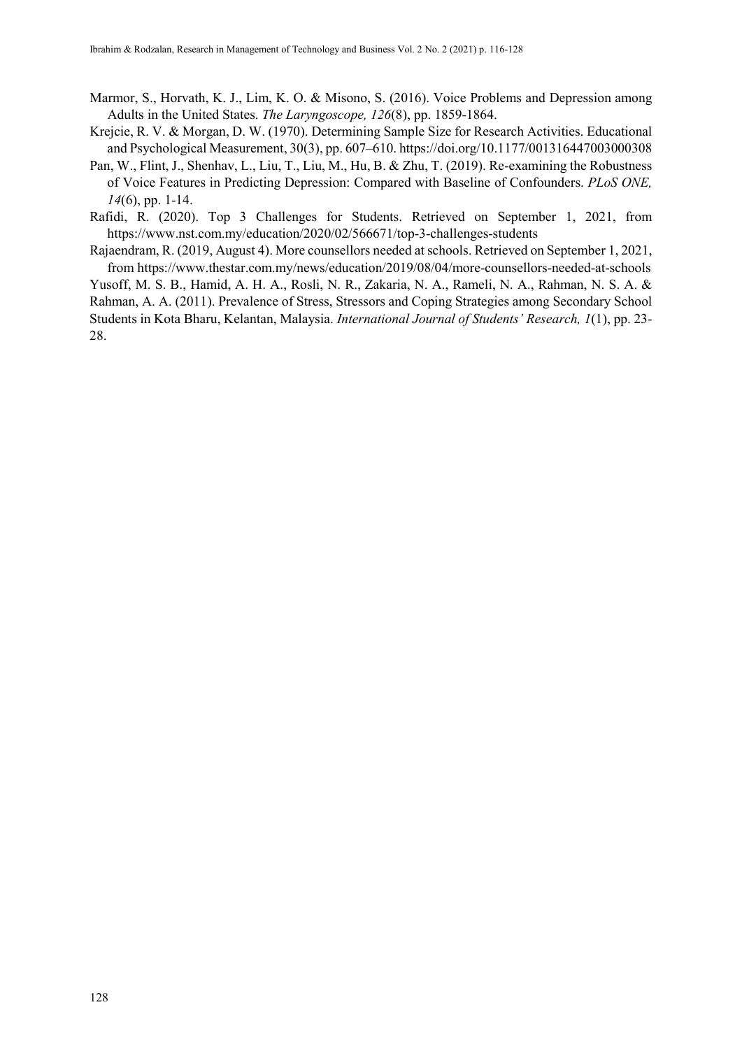Marmor, S., Horvath, K. J., Lim, K. O. & Misono, S. (2016). Voice Problems and Depression among Adults in the United States. *The Laryngoscope, 126*(8), pp. 1859-1864.

Krejcie, R. V. & Morgan, D. W. (1970). Determining Sample Size for Research Activities. Educational and Psychological Measurement, 30(3), pp. 607–610. https://doi.org/10.1177/001316447003000308

Pan, W., Flint, J., Shenhav, L., Liu, T., Liu, M., Hu, B. & Zhu, T. (2019). Re-examining the Robustness of Voice Features in Predicting Depression: Compared with Baseline of Confounders. *PLoS ONE, 14*(6), pp. 1-14.

Rafidi, R. (2020). Top 3 Challenges for Students. Retrieved on September 1, 2021, from https://www.nst.com.my/education/2020/02/566671/top-3-challenges-students

Rajaendram, R. (2019, August 4). More counsellors needed at schools. Retrieved on September 1, 2021, from https://www.thestar.com.my/news/education/2019/08/04/more-counsellors-needed-at-schools

Yusoff, M. S. B., Hamid, A. H. A., Rosli, N. R., Zakaria, N. A., Rameli, N. A., Rahman, N. S. A. & Rahman, A. A. (2011). Prevalence of Stress, Stressors and Coping Strategies among Secondary School Students in Kota Bharu, Kelantan, Malaysia. *International Journal of Students' Research, 1*(1), pp. 23-28.